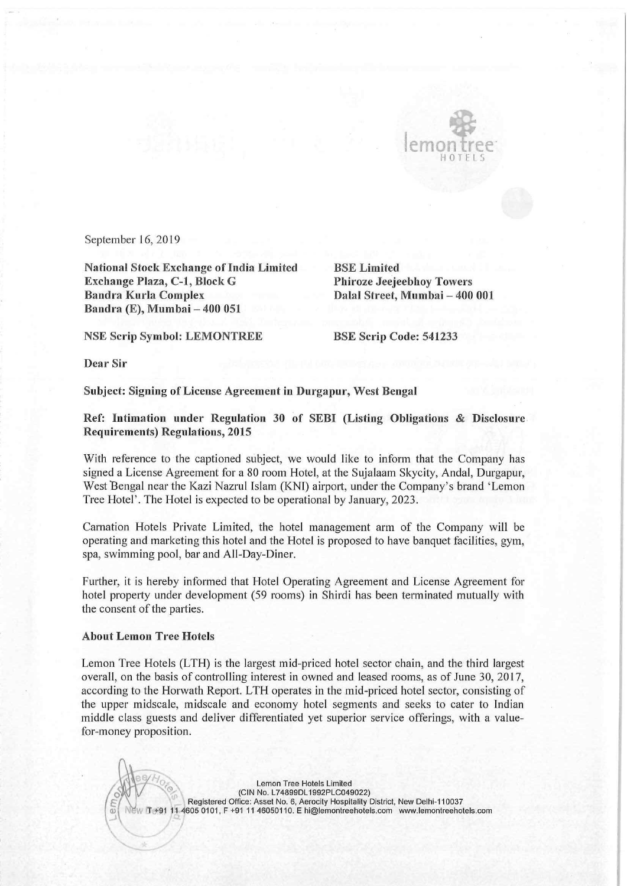September 16, 2019

**National Stock Exchange of India Limited**
**Exchange Plaza, C-1, Block G**
**Bandra Kurla Complex**
**Bandra (E), Mumbai – 400 051**

**BSE Limited**
**Phiroze Jeejeebhoy Towers**
**Dalal Street, Mumbai – 400 001**

**NSE Scrip Symbol: LEMONTREE**

**BSE Scrip Code: 541233**

**Dear Sir**

**Subject: Signing of License Agreement in Durgapur, West Bengal**

**Ref: Intimation under Regulation 30 of SEBI (Listing Obligations & Disclosure Requirements) Regulations, 2015**

With reference to the captioned subject, we would like to inform that the Company has signed a License Agreement for a 80 room Hotel, at the Sujalaam Skycity, Andal, Durgapur, West Bengal near the Kazi Nazrul Islam (KNI) airport, under the Company's brand 'Lemon Tree Hotel'. The Hotel is expected to be operational by January, 2023.

Carnation Hotels Private Limited, the hotel management arm of the Company will be operating and marketing this hotel and the Hotel is proposed to have banquet facilities, gym, spa, swimming pool, bar and All-Day-Diner.

Further, it is hereby informed that Hotel Operating Agreement and License Agreement for hotel property under development (59 rooms) in Shirdi has been terminated mutually with the consent of the parties.

**About Lemon Tree Hotels**

Lemon Tree Hotels (LTH) is the largest mid-priced hotel sector chain, and the third largest overall, on the basis of controlling interest in owned and leased rooms, as of June 30, 2017, according to the Horwath Report. LTH operates in the mid-priced hotel sector, consisting of the upper midscale, midscale and economy hotel segments and seeks to cater to Indian middle class guests and deliver differentiated yet superior service offerings, with a value-for-money proposition.

Lemon Tree Hotels Limited
(CIN No. L74899DL1992PLC049022)
Registered Office: Asset No. 6, Aerocity Hospitality District, New Delhi-110037
T +91 11 4605 0101, F +91 11 46050110. E hi@lemontreehotels.com www.lemontreehotels.com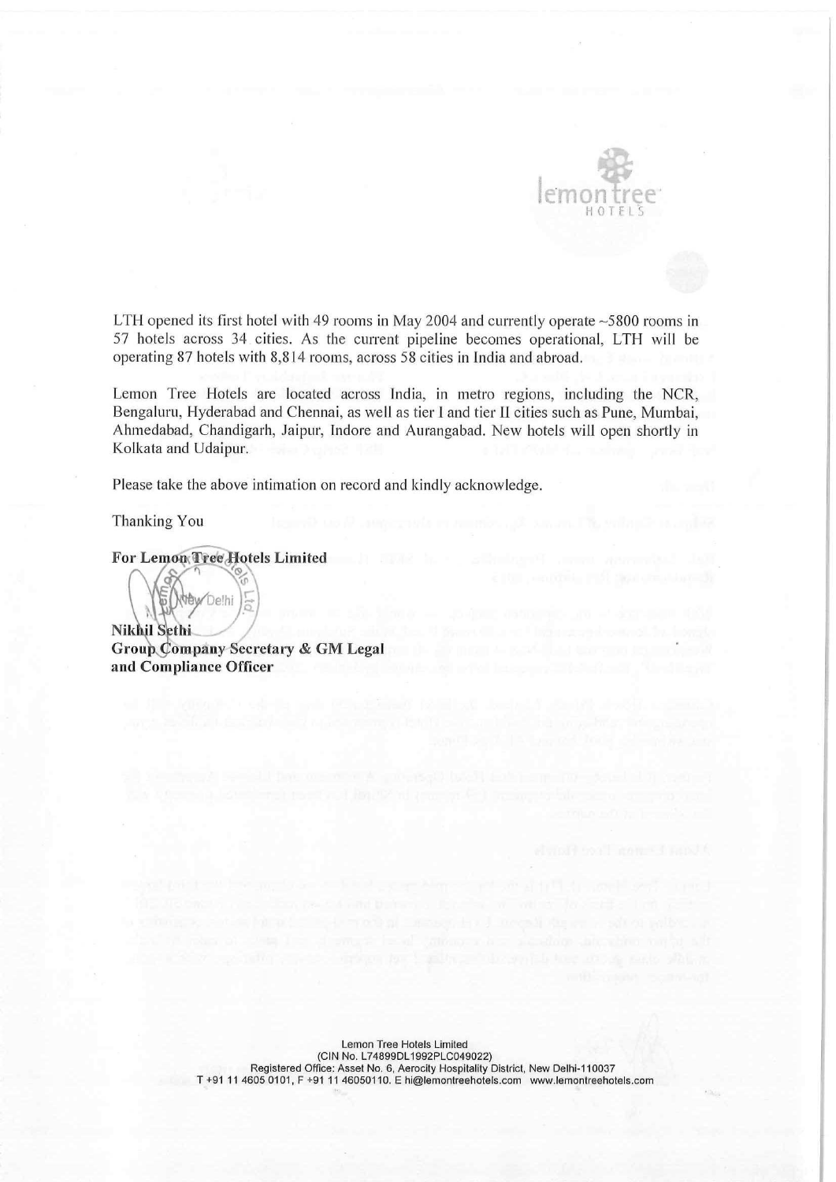LTH opened its first hotel with 49 rooms in May 2004 and currently operate ~5800 rooms in 57 hotels across 34 cities. As the current pipeline becomes operational, LTH will be operating 87 hotels with 8,814 rooms, across 58 cities in India and abroad.

Lemon Tree Hotels are located across India, in metro regions, including the NCR, Bengaluru, Hyderabad and Chennai, as well as tier I and tier II cities such as Pune, Mumbai, Ahmedabad, Chandigarh, Jaipur, Indore and Aurangabad. New hotels will open shortly in Kolkata and Udaipur.

Please take the above intimation on record and kindly acknowledge.

Thanking You

**For Lemon Tree Hotels Limited**

**Nikhil Sethi**
**Group Company Secretary & GM Legal and Compliance Officer**

Lemon Tree Hotels Limited
(CIN No. L74899DL1992PLC049022)
Registered Office: Asset No. 6, Aerocity Hospitality District, New Delhi-110037
T +91 11 4605 0101, F +91 11 46050110. E hi@lemontreehotels.com www.lemontreehotels.com